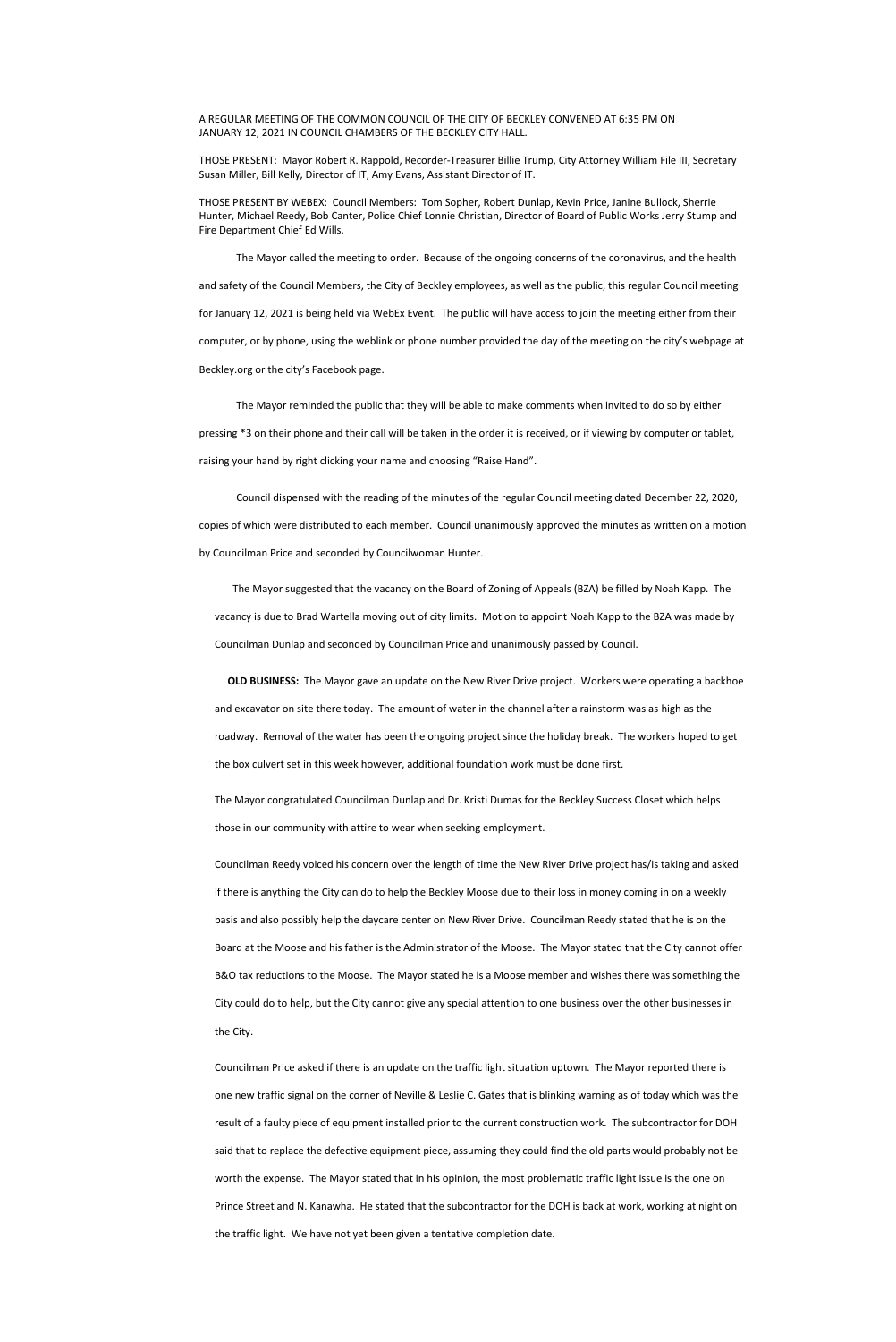A REGULAR MEETING OF THE COMMON COUNCIL OF THE CITY OF BECKLEY CONVENED AT 6:35 PM ON JANUARY 12, 2021 IN COUNCIL CHAMBERS OF THE BECKLEY CITY HALL.

THOSE PRESENT: Mayor Robert R. Rappold, Recorder-Treasurer Billie Trump, City Attorney William File III, Secretary Susan Miller, Bill Kelly, Director of IT, Amy Evans, Assistant Director of IT.

THOSE PRESENT BY WEBEX: Council Members: Tom Sopher, Robert Dunlap, Kevin Price, Janine Bullock, Sherrie Hunter, Michael Reedy, Bob Canter, Police Chief Lonnie Christian, Director of Board of Public Works Jerry Stump and Fire Department Chief Ed Wills.

The Mayor called the meeting to order. Because of the ongoing concerns of the coronavirus, and the health and safety of the Council Members, the City of Beckley employees, as well as the public, this regular Council meeting for January 12, 2021 is being held via WebEx Event. The public will have access to join the meeting either from their computer, or by phone, using the weblink or phone number provided the day of the meeting on the city's webpage at Beckley.org or the city's Facebook page.

The Mayor reminded the public that they will be able to make comments when invited to do so by either pressing *3 on their phone and their call will be taken in the order it is received, or if viewing by computer or tablet, raising your hand by right clicking your name and choosing "Raise Hand".

Council dispensed with the reading of the minutes of the regular Council meeting dated December 22, 2020, copies of which were distributed to each member. Council unanimously approved the minutes as written on a motion by Councilman Price and seconded by Councilwoman Hunter.

The Mayor suggested that the vacancy on the Board of Zoning of Appeals (BZA) be filled by Noah Kapp. The vacancy is due to Brad Wartella moving out of city limits. Motion to appoint Noah Kapp to the BZA was made by Councilman Dunlap and seconded by Councilman Price and unanimously passed by Council.

**OLD BUSINESS:** The Mayor gave an update on the New River Drive project. Workers were operating a backhoe and excavator on site there today. The amount of water in the channel after a rainstorm was as high as the roadway. Removal of the water has been the ongoing project since the holiday break. The workers hoped to get the box culvert set in this week however, additional foundation work must be done first.

The Mayor congratulated Councilman Dunlap and Dr. Kristi Dumas for the Beckley Success Closet which helps those in our community with attire to wear when seeking employment.

Councilman Reedy voiced his concern over the length of time the New River Drive project has/is taking and asked if there is anything the City can do to help the Beckley Moose due to their loss in money coming in on a weekly basis and also possibly help the daycare center on New River Drive. Councilman Reedy stated that he is on the Board at the Moose and his father is the Administrator of the Moose. The Mayor stated that the City cannot offer B&O tax reductions to the Moose. The Mayor stated he is a Moose member and wishes there was something the City could do to help, but the City cannot give any special attention to one business over the other businesses in the City.

Councilman Price asked if there is an update on the traffic light situation uptown. The Mayor reported there is one new traffic signal on the corner of Neville & Leslie C. Gates that is blinking warning as of today which was the result of a faulty piece of equipment installed prior to the current construction work. The subcontractor for DOH said that to replace the defective equipment piece, assuming they could find the old parts would probably not be worth the expense. The Mayor stated that in his opinion, the most problematic traffic light issue is the one on Prince Street and N. Kanawha. He stated that the subcontractor for the DOH is back at work, working at night on the traffic light. We have not yet been given a tentative completion date.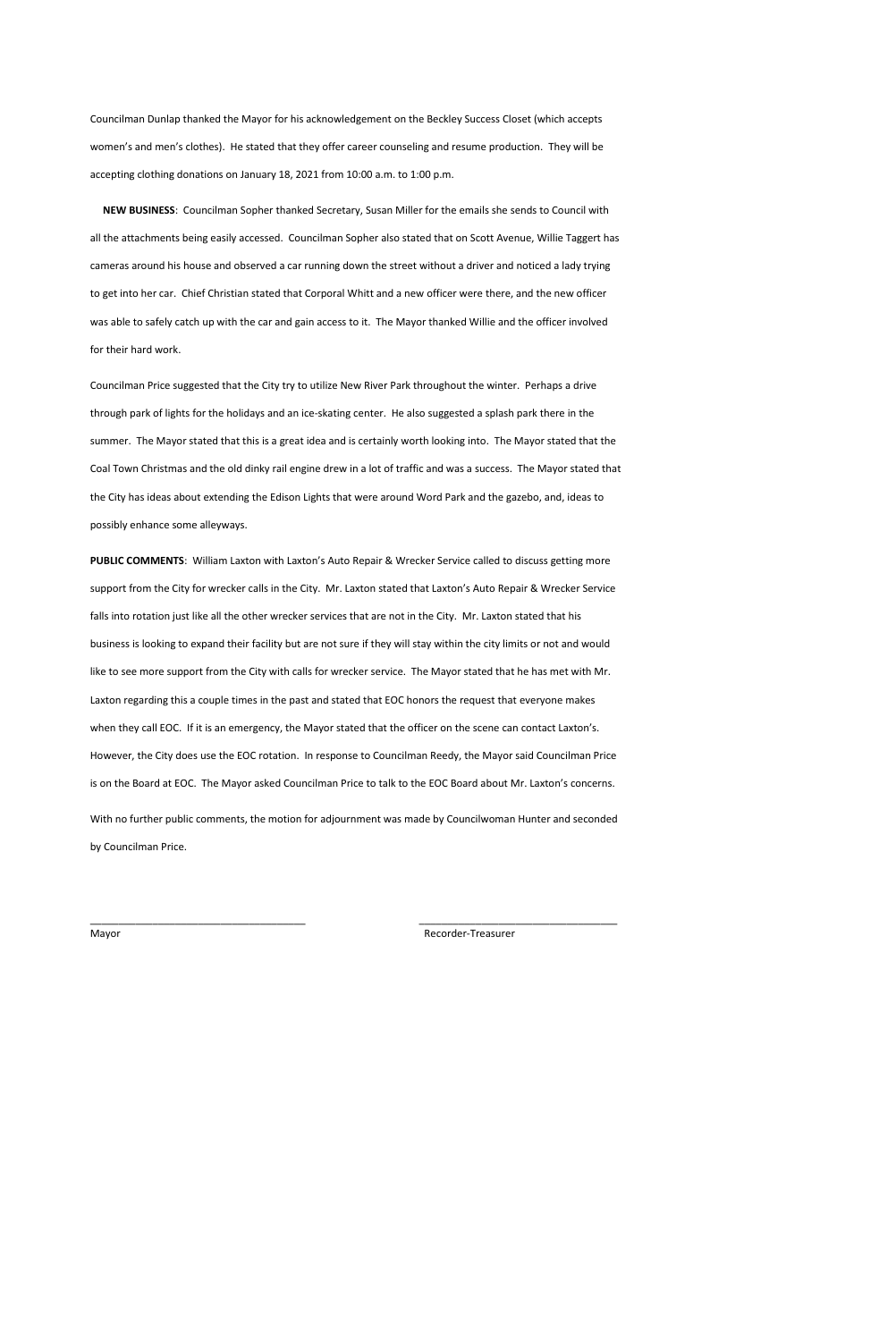Councilman Dunlap thanked the Mayor for his acknowledgement on the Beckley Success Closet (which accepts women's and men's clothes). He stated that they offer career counseling and resume production. They will be accepting clothing donations on January 18, 2021 from 10:00 a.m. to 1:00 p.m.

**NEW BUSINESS**: Councilman Sopher thanked Secretary, Susan Miller for the emails she sends to Council with all the attachments being easily accessed. Councilman Sopher also stated that on Scott Avenue, Willie Taggert has cameras around his house and observed a car running down the street without a driver and noticed a lady trying to get into her car. Chief Christian stated that Corporal Whitt and a new officer were there, and the new officer was able to safely catch up with the car and gain access to it. The Mayor thanked Willie and the officer involved for their hard work.

Councilman Price suggested that the City try to utilize New River Park throughout the winter. Perhaps a drive through park of lights for the holidays and an ice-skating center. He also suggested a splash park there in the summer. The Mayor stated that this is a great idea and is certainly worth looking into. The Mayor stated that the Coal Town Christmas and the old dinky rail engine drew in a lot of traffic and was a success. The Mayor stated that the City has ideas about extending the Edison Lights that were around Word Park and the gazebo, and, ideas to possibly enhance some alleyways.

**PUBLIC COMMENTS**: William Laxton with Laxton's Auto Repair & Wrecker Service called to discuss getting more support from the City for wrecker calls in the City. Mr. Laxton stated that Laxton's Auto Repair & Wrecker Service falls into rotation just like all the other wrecker services that are not in the City. Mr. Laxton stated that his business is looking to expand their facility but are not sure if they will stay within the city limits or not and would like to see more support from the City with calls for wrecker service. The Mayor stated that he has met with Mr. Laxton regarding this a couple times in the past and stated that EOC honors the request that everyone makes when they call EOC. If it is an emergency, the Mayor stated that the officer on the scene can contact Laxton's. However, the City does use the EOC rotation. In response to Councilman Reedy, the Mayor said Councilman Price is on the Board at EOC. The Mayor asked Councilman Price to talk to the EOC Board about Mr. Laxton's concerns.

With no further public comments, the motion for adjournment was made by Councilwoman Hunter and seconded by Councilman Price.

______________________________________ ______________________________________

Mayor Recorder-Treasurer